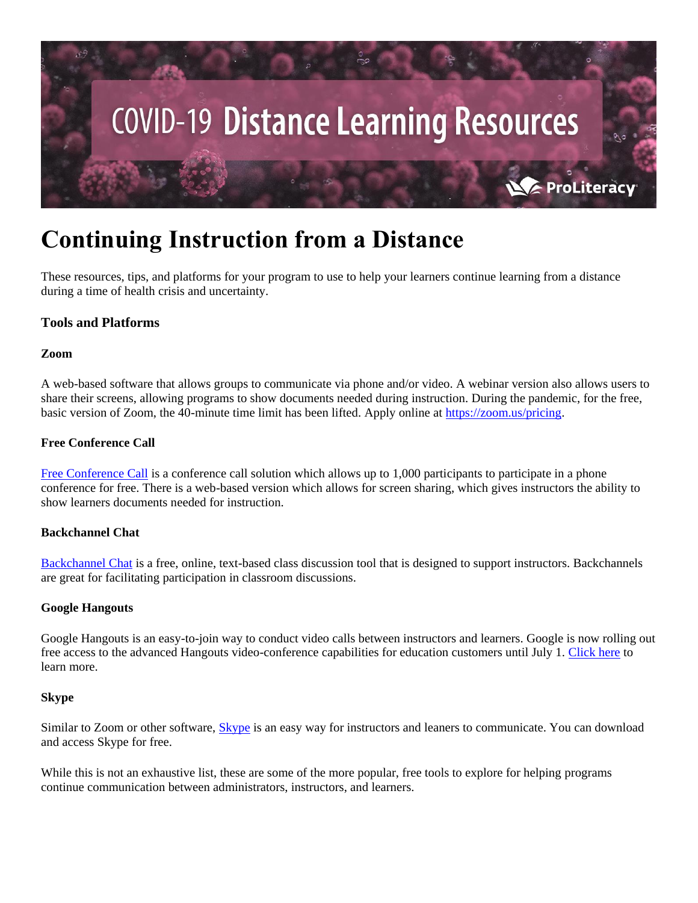# Continuing Instruction from a Distance

These resources, tips, and platforms for your program to use to help your learners continue learning from a distance during a time of health crisis and uncertainty.

### Tools and Platforms

#### Zoom

A web-based software that allows groups to communicate via phone and/or video. A webinar version also allows users to share their screens, allowing programs to show documents needed during instruction. During the pandemic, for the free, basic version of Zoom, the 40-minute time limit has been lifted. Apply online at https://zoom.us/pricing.

#### Free Conference Call

Free Conference Call is a conference call solution which allows up to 1,000 participants to participate in a phone conference for free. There is a web-based version which allows for screen sharing, which gives instructors the ability to show learners documents needed for instruction.

#### Backchannel Chat

Backchannel Chat is a free, online, text-based class discussion tool that is designed to support instructors. Backchannels are great for facilitating participation in classroom discussions.

#### Google Hangouts

Google Hangouts is an easy-to-join way to conduct video calls between instructors and learners. Google is now rolling out free access to the advanced Hangouts video-conference capabilities for education customers until July 1. Click here to learn more.

#### Skype

Similar to Zoom or other software, Skype is an easy way for instructors and leaners to communicate. You can download and access Skype for free.

While this is not an exhaustive list, these are some of the more popular, free tools to explore for helping programs continue communication between administrators, instructors, and learners.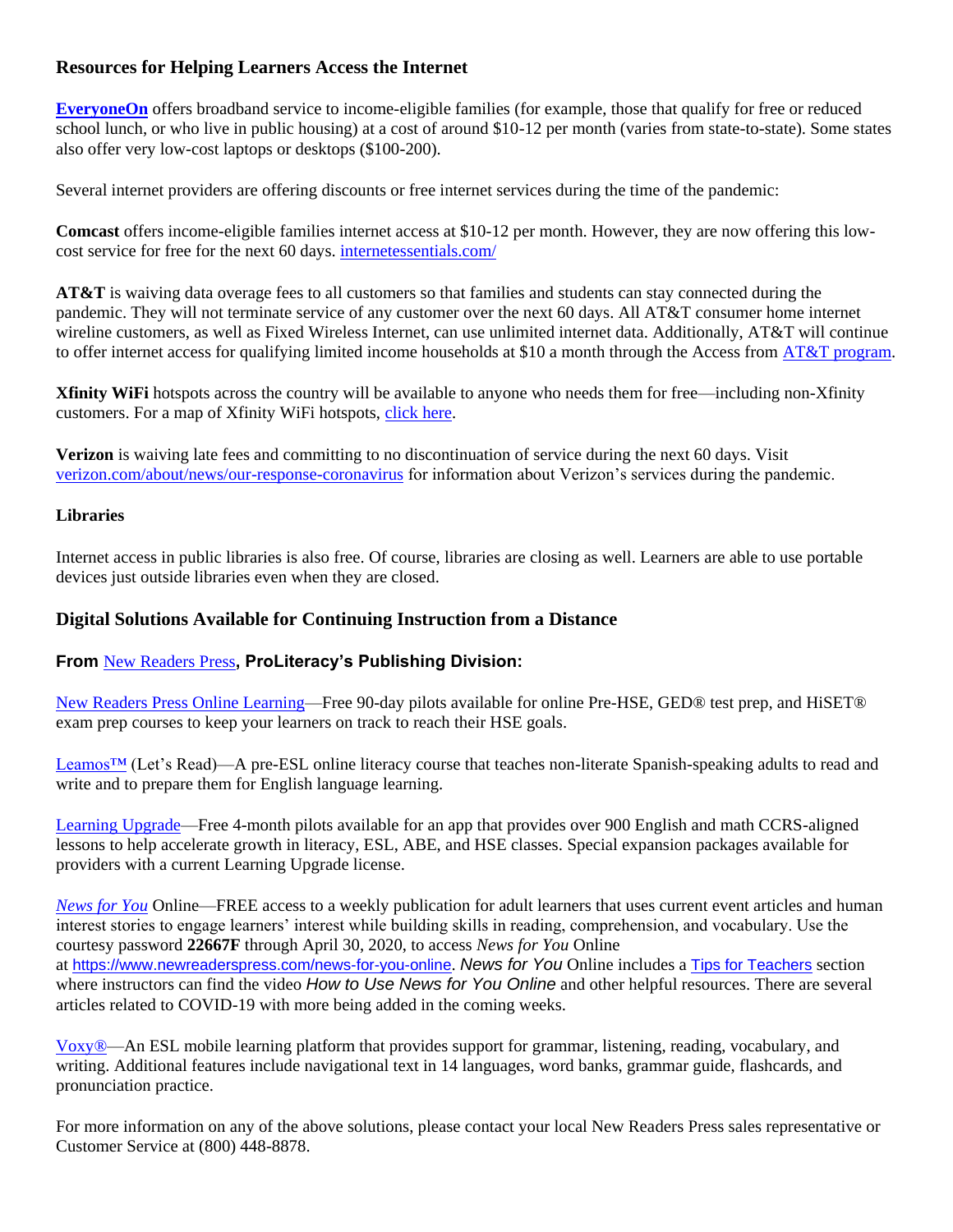## Resources for Helping Learners Access the Internet

**EveryoneOn** offers broadband service to income-eligible families (for example, those that qualify for free or reduced school lunch, or who live in public housing) at a cost of around $10-12 per month (varies from state-to-state). Some states also offer very low-cost laptops or desktops ($100-200).

Several internet providers are offering discounts or free internet services during the time of the pandemic:

**Comcast** offers income-eligible families internet access at $10-12 per month. However, they are now offering this low-cost service for free for the next 60 days. internetessentials.com/

**AT&T** is waiving data overage fees to all customers so that families and students can stay connected during the pandemic. They will not terminate service of any customer over the next 60 days. All AT&T consumer home internet wireline customers, as well as Fixed Wireless Internet, can use unlimited internet data. Additionally, AT&T will continue to offer internet access for qualifying limited income households at $10 a month through the Access from AT&T program.

**Xfinity WiFi** hotspots across the country will be available to anyone who needs them for free—including non-Xfinity customers. For a map of Xfinity WiFi hotspots, click here.

**Verizon** is waiving late fees and committing to no discontinuation of service during the next 60 days. Visit verizon.com/about/news/our-response-coronavirus for information about Verizon's services during the pandemic.

### Libraries

Internet access in public libraries is also free. Of course, libraries are closing as well. Learners are able to use portable devices just outside libraries even when they are closed.

## Digital Solutions Available for Continuing Instruction from a Distance

### From New Readers Press, ProLiteracy's Publishing Division:

New Readers Press Online Learning—Free 90-day pilots available for online Pre-HSE, GED® test prep, and HiSET® exam prep courses to keep your learners on track to reach their HSE goals.

Leamos™ (Let's Read)—A pre-ESL online literacy course that teaches non-literate Spanish-speaking adults to read and write and to prepare them for English language learning.

Learning Upgrade—Free 4-month pilots available for an app that provides over 900 English and math CCRS-aligned lessons to help accelerate growth in literacy, ESL, ABE, and HSE classes. Special expansion packages available for providers with a current Learning Upgrade license.

*News for You* Online—FREE access to a weekly publication for adult learners that uses current event articles and human interest stories to engage learners' interest while building skills in reading, comprehension, and vocabulary. Use the courtesy password **22667F** through April 30, 2020, to access *News for You* Online at https://www.newreaderspress.com/news-for-you-online. *News for You* Online includes a Tips for Teachers section where instructors can find the video *How to Use News for You Online* and other helpful resources. There are several articles related to COVID-19 with more being added in the coming weeks.

Voxy®—An ESL mobile learning platform that provides support for grammar, listening, reading, vocabulary, and writing. Additional features include navigational text in 14 languages, word banks, grammar guide, flashcards, and pronunciation practice.

For more information on any of the above solutions, please contact your local New Readers Press sales representative or Customer Service at (800) 448-8878.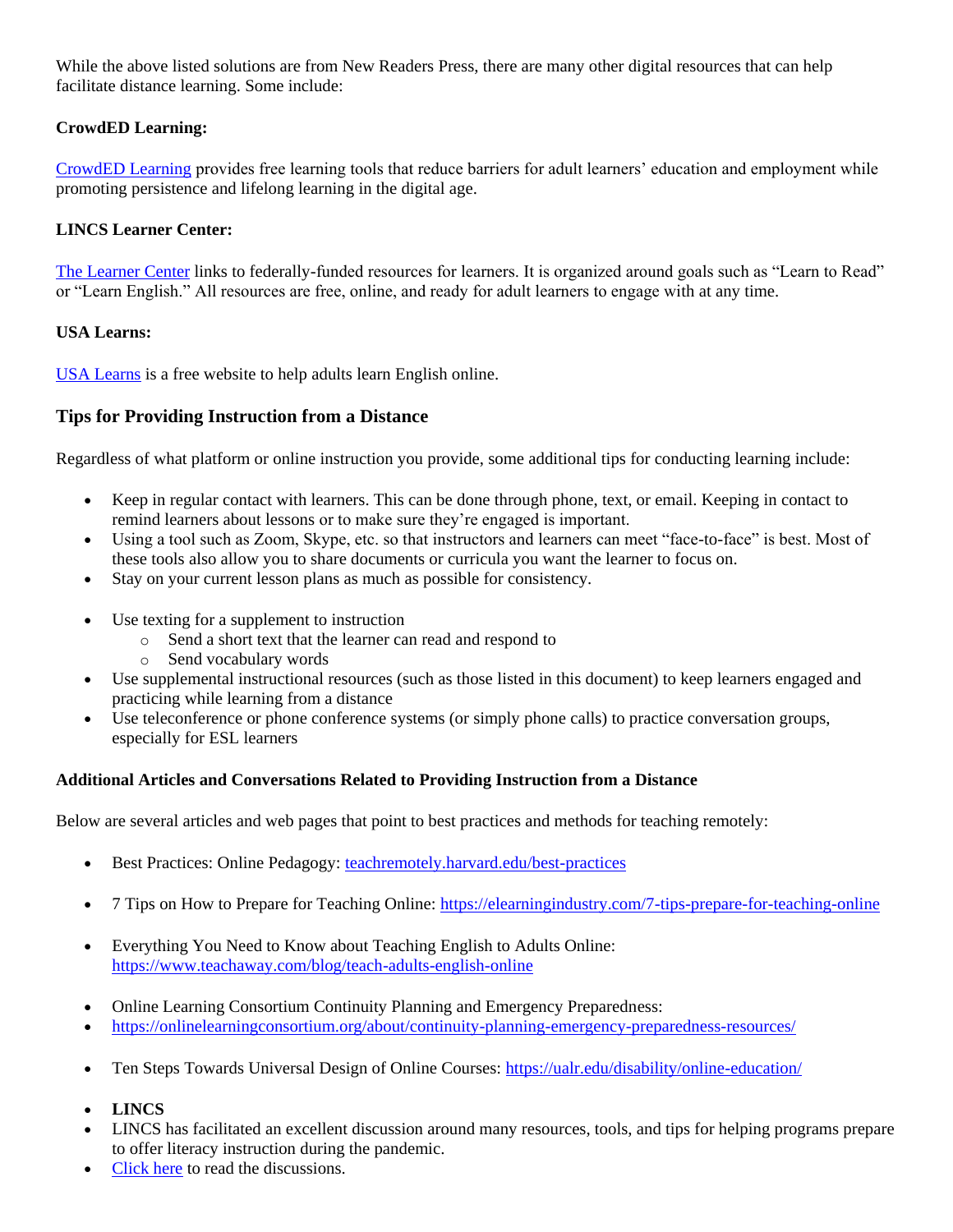While the above listed solutions are from New Readers Press, there are many other digital resources that can help facilitate distance learning. Some include:

**CrowdED Learning:**

[CrowdED Learning](#) provides free learning tools that reduce barriers for adult learners' education and employment while promoting persistence and lifelong learning in the digital age.

**LINCS Learner Center:**

[The Learner Center](#) links to federally-funded resources for learners. It is organized around goals such as "Learn to Read" or "Learn English." All resources are free, online, and ready for adult learners to engage with at any time.

**USA Learns:**

[USA Learns](#) is a free website to help adults learn English online.

## Tips for Providing Instruction from a Distance

Regardless of what platform or online instruction you provide, some additional tips for conducting learning include:

- Keep in regular contact with learners. This can be done through phone, text, or email. Keeping in contact to remind learners about lessons or to make sure they're engaged is important.
- Using a tool such as Zoom, Skype, etc. so that instructors and learners can meet "face-to-face" is best. Most of these tools also allow you to share documents or curricula you want the learner to focus on.
- Stay on your current lesson plans as much as possible for consistency.
- Use texting for a supplement to instruction
  - Send a short text that the learner can read and respond to
  - Send vocabulary words
- Use supplemental instructional resources (such as those listed in this document) to keep learners engaged and practicing while learning from a distance
- Use teleconference or phone conference systems (or simply phone calls) to practice conversation groups, especially for ESL learners

**Additional Articles and Conversations Related to Providing Instruction from a Distance**

Below are several articles and web pages that point to best practices and methods for teaching remotely:

- Best Practices: Online Pedagogy: teachremotely.harvard.edu/best-practices
- 7 Tips on How to Prepare for Teaching Online: https://elearningindustry.com/7-tips-prepare-for-teaching-online
- Everything You Need to Know about Teaching English to Adults Online: https://www.teachaway.com/blog/teach-adults-english-online
- Online Learning Consortium Continuity Planning and Emergency Preparedness:
- https://onlinelearningconsortium.org/about/continuity-planning-emergency-preparedness-resources/
- Ten Steps Towards Universal Design of Online Courses: https://ualr.edu/disability/online-education/
- **LINCS**
- LINCS has facilitated an excellent discussion around many resources, tools, and tips for helping programs prepare to offer literacy instruction during the pandemic.
- [Click here](#) to read the discussions.